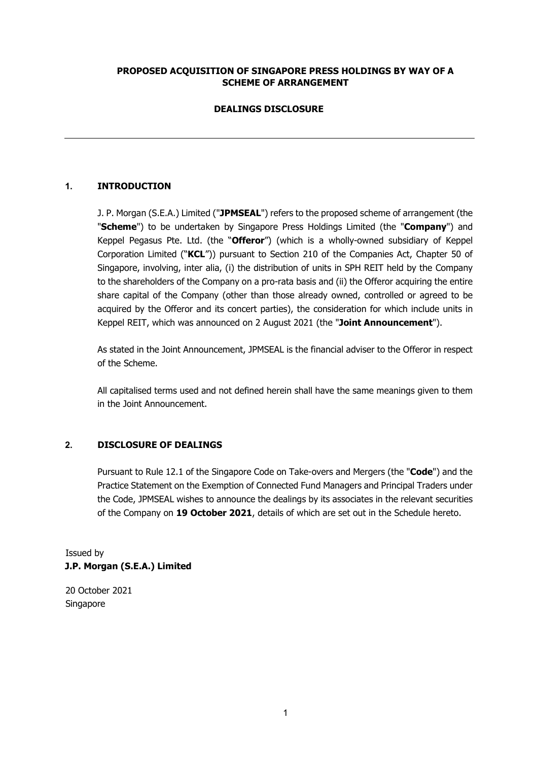**PROPOSED ACQUISITION OF SINGAPORE PRESS HOLDINGS BY WAY OF A SCHEME OF ARRANGEMENT**

**DEALINGS DISCLOSURE**

---

## 1. INTRODUCTION

J. P. Morgan (S.E.A.) Limited ("**JPMSEAL**") refers to the proposed scheme of arrangement (the "**Scheme**") to be undertaken by Singapore Press Holdings Limited (the "**Company**") and Keppel Pegasus Pte. Ltd. (the "**Offeror**") (which is a wholly-owned subsidiary of Keppel Corporation Limited ("**KCL**")) pursuant to Section 210 of the Companies Act, Chapter 50 of Singapore, involving, inter alia, (i) the distribution of units in SPH REIT held by the Company to the shareholders of the Company on a pro-rata basis and (ii) the Offeror acquiring the entire share capital of the Company (other than those already owned, controlled or agreed to be acquired by the Offeror and its concert parties), the consideration for which include units in Keppel REIT, which was announced on 2 August 2021 (the "**Joint Announcement**").

As stated in the Joint Announcement, JPMSEAL is the financial adviser to the Offeror in respect of the Scheme.

All capitalised terms used and not defined herein shall have the same meanings given to them in the Joint Announcement.

## 2. DISCLOSURE OF DEALINGS

Pursuant to Rule 12.1 of the Singapore Code on Take-overs and Mergers (the "**Code**") and the Practice Statement on the Exemption of Connected Fund Managers and Principal Traders under the Code, JPMSEAL wishes to announce the dealings by its associates in the relevant securities of the Company on **19 October 2021**, details of which are set out in the Schedule hereto.

Issued by
**J.P. Morgan (S.E.A.) Limited**

20 October 2021
Singapore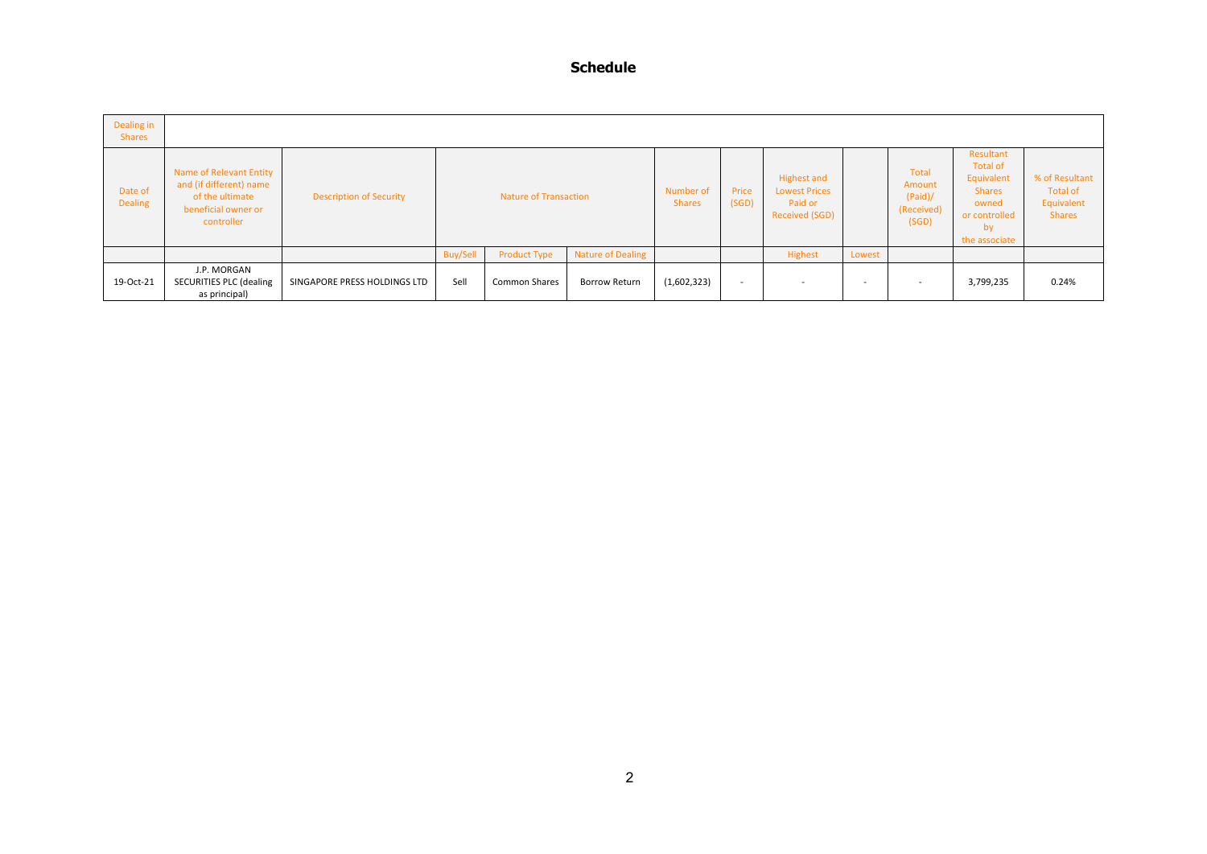# Schedule

| Dealing in Shares | | | | | | | | | | | | | |
|---|---|---|---|---|---|---|---|---|---|---|---|---|---|
| Date of Dealing | Name of Relevant Entity and (if different) name of the ultimate beneficial owner or controller | Description of Security | Nature of Transaction | | | Number of Shares | Price (SGD) | Highest and Lowest Prices Paid or Received (SGD) | | Total Amount (Paid)/ (Received) (SGD) | Resultant Total of Equivalent Shares owned or controlled by the associate | % of Resultant Total of Equivalent Shares |
| | | | Buy/Sell | Product Type | Nature of Dealing | | | Highest | Lowest | | | |
| 19-Oct-21 | J.P. MORGAN SECURITIES PLC (dealing as principal) | SINGAPORE PRESS HOLDINGS LTD | Sell | Common Shares | Borrow Return | (1,602,323) | - | - | - | - | 3,799,235 | 0.24% |